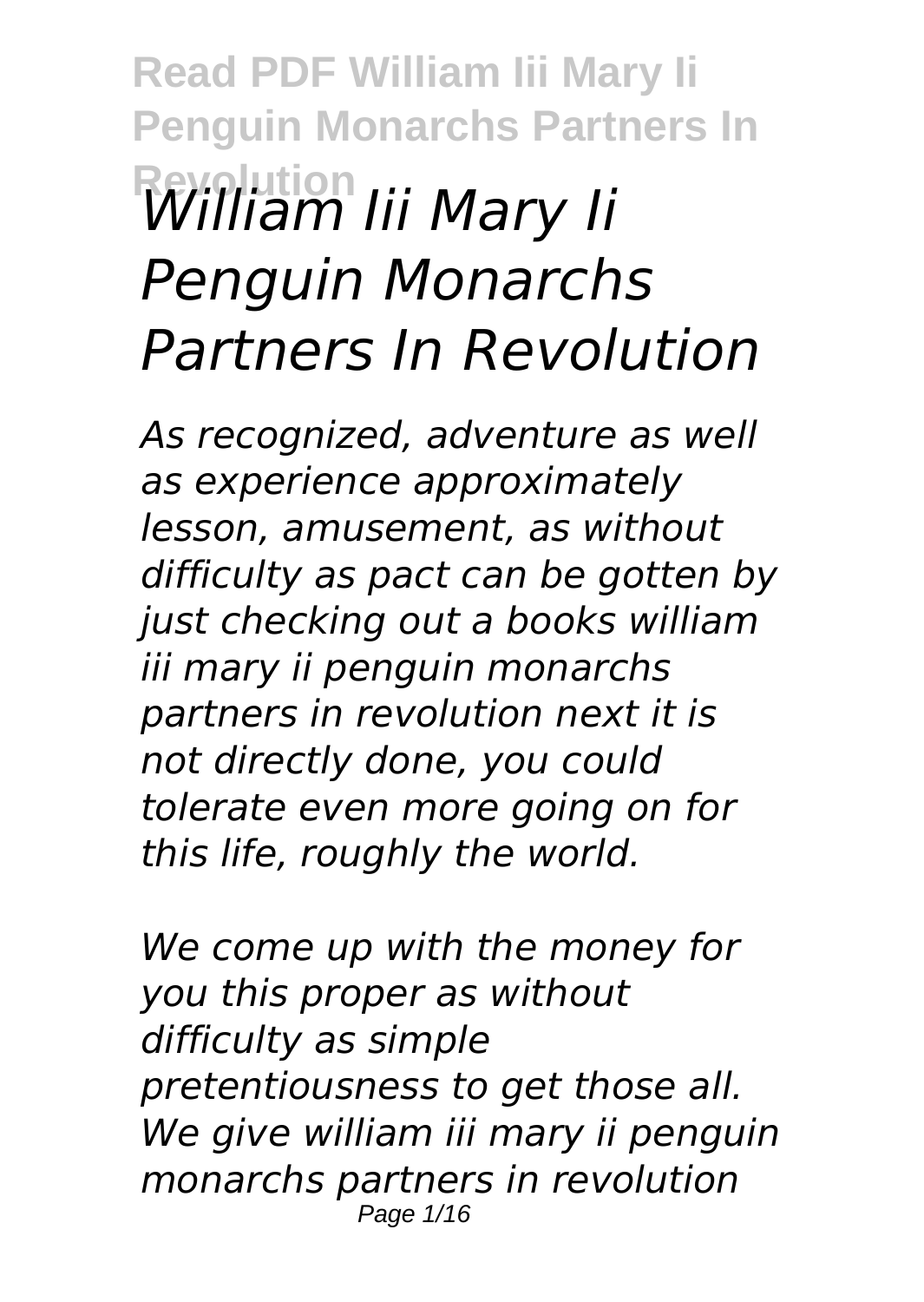# *William Iii Mary Ii Penguin Monarchs Partners In Revolution*

*As recognized, adventure as well as experience approximately lesson, amusement, as without difficulty as pact can be gotten by just checking out a books william iii mary ii penguin monarchs partners in revolution next it is not directly done, you could tolerate even more going on for this life, roughly the world.*

*We come up with the money for you this proper as without difficulty as simple pretentiousness to get those all. We give william iii mary ii penguin monarchs partners in revolution*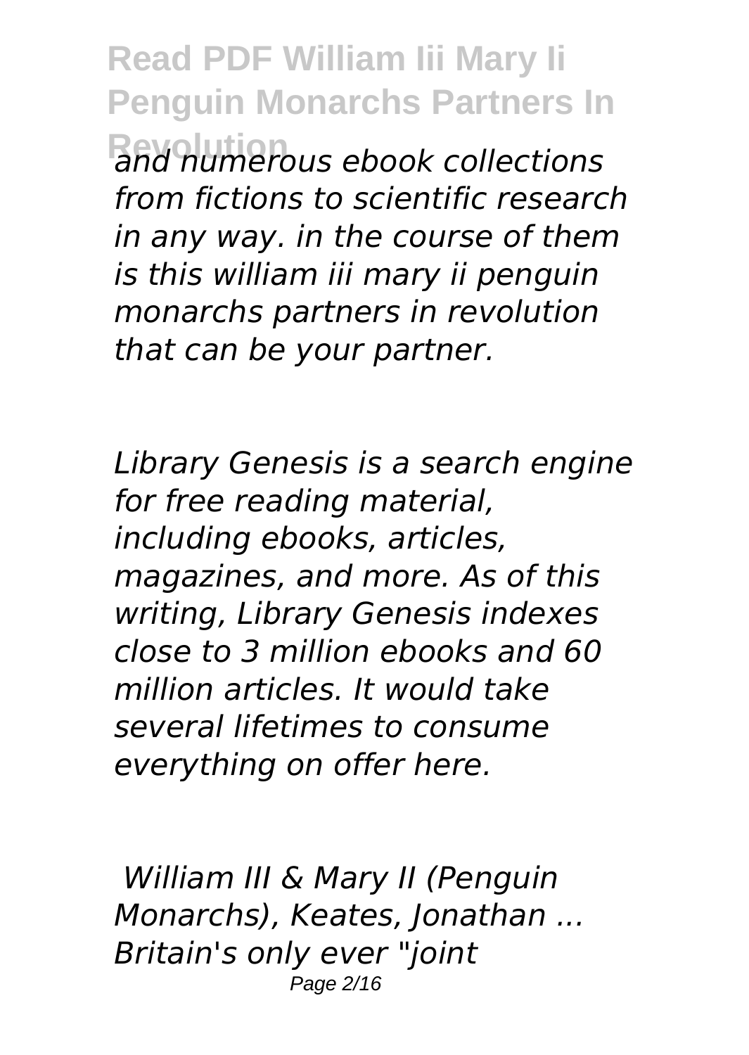*and numerous ebook collections from fictions to scientific research in any way. in the course of them is this william iii mary ii penguin monarchs partners in revolution that can be your partner.*

*Library Genesis is a search engine for free reading material, including ebooks, articles, magazines, and more. As of this writing, Library Genesis indexes close to 3 million ebooks and 60 million articles. It would take several lifetimes to consume everything on offer here.*

*William III & Mary II (Penguin Monarchs), Keates, Jonathan ...*
*Britain's only ever "joint*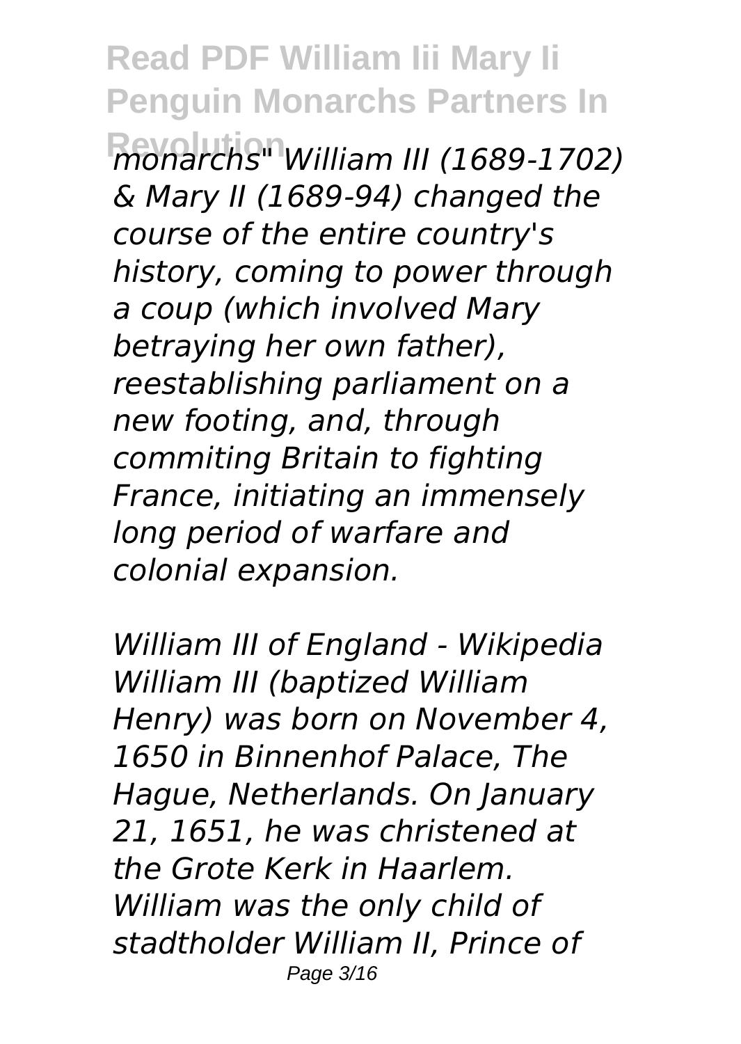*monarchs" William III (1689-1702) & Mary II (1689-94) changed the course of the entire country's history, coming to power through a coup (which involved Mary betraying her own father), reestablishing parliament on a new footing, and, through commiting Britain to fighting France, initiating an immensely long period of warfare and colonial expansion.*

*William III of England - Wikipedia*

*William III (baptized William Henry) was born on November 4, 1650 in Binnenhof Palace, The Hague, Netherlands. On January 21, 1651, he was christened at the Grote Kerk in Haarlem. William was the only child of stadtholder William II, Prince of*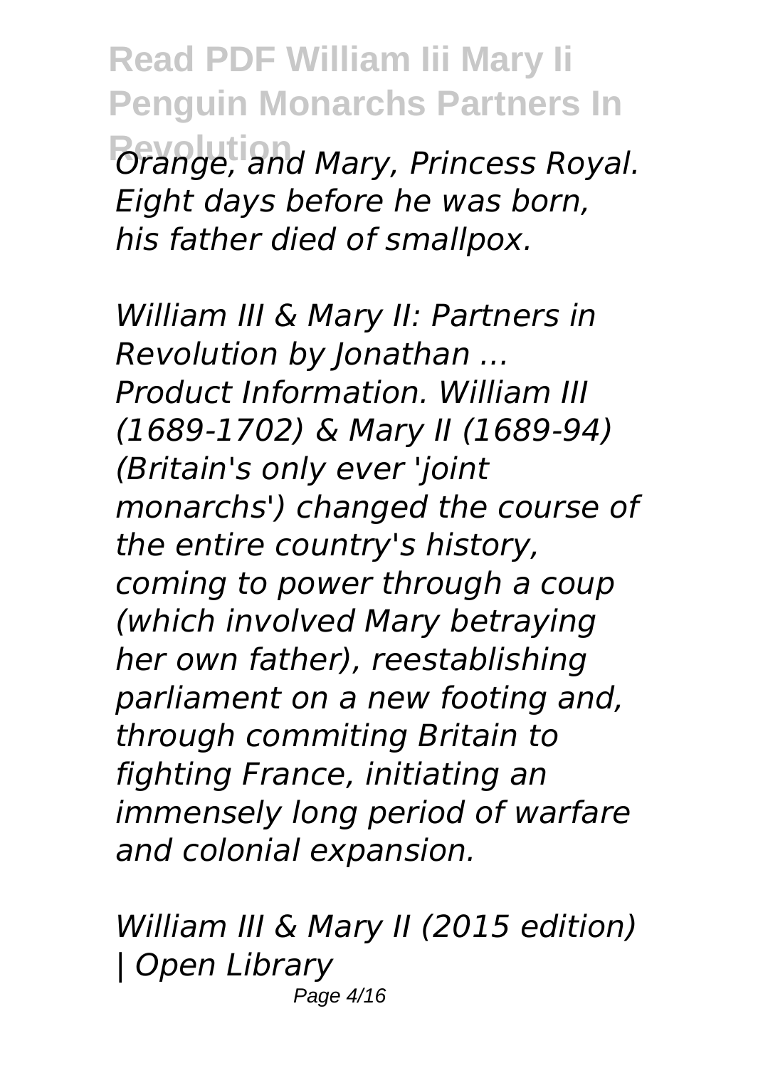*Orange, and Mary, Princess Royal. Eight days before he was born, his father died of smallpox.*

*William III & Mary II: Partners in Revolution by Jonathan ...*
*Product Information. William III (1689-1702) & Mary II (1689-94) (Britain's only ever 'joint monarchs') changed the course of the entire country's history, coming to power through a coup (which involved Mary betraying her own father), reestablishing parliament on a new footing and, through commiting Britain to fighting France, initiating an immensely long period of warfare and colonial expansion.*

*William III & Mary II (2015 edition) | Open Library*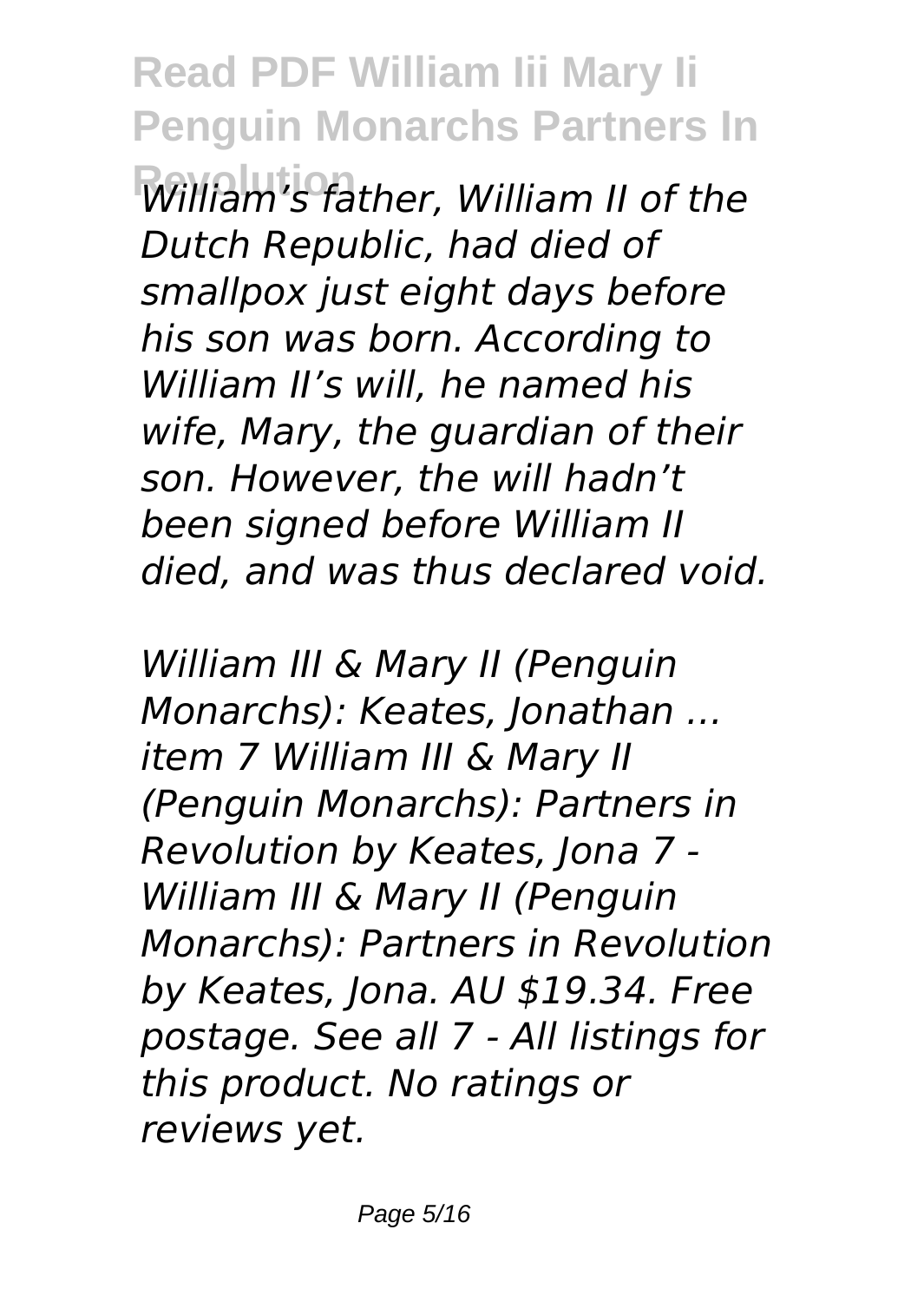*William's father, William II of the Dutch Republic, had died of smallpox just eight days before his son was born. According to William II's will, he named his wife, Mary, the guardian of their son. However, the will hadn't been signed before William II died, and was thus declared void.*

*William III & Mary II (Penguin Monarchs): Keates, Jonathan ...*
*item 7 William III & Mary II (Penguin Monarchs): Partners in Revolution by Keates, Jona 7 - William III & Mary II (Penguin Monarchs): Partners in Revolution by Keates, Jona. AU $19.34. Free postage. See all 7 - All listings for this product. No ratings or reviews yet.*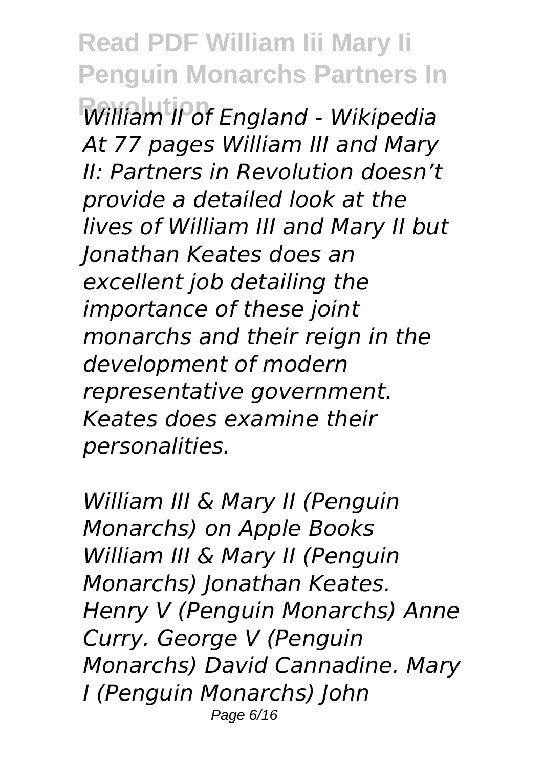*William II of England - Wikipedia At 77 pages William III and Mary II: Partners in Revolution doesn't provide a detailed look at the lives of William III and Mary II but Jonathan Keates does an excellent job detailing the importance of these joint monarchs and their reign in the development of modern representative government. Keates does examine their personalities.*

*William III & Mary II (Penguin Monarchs) on Apple Books William III & Mary II (Penguin Monarchs) Jonathan Keates. Henry V (Penguin Monarchs) Anne Curry. George V (Penguin Monarchs) David Cannadine. Mary I (Penguin Monarchs) John*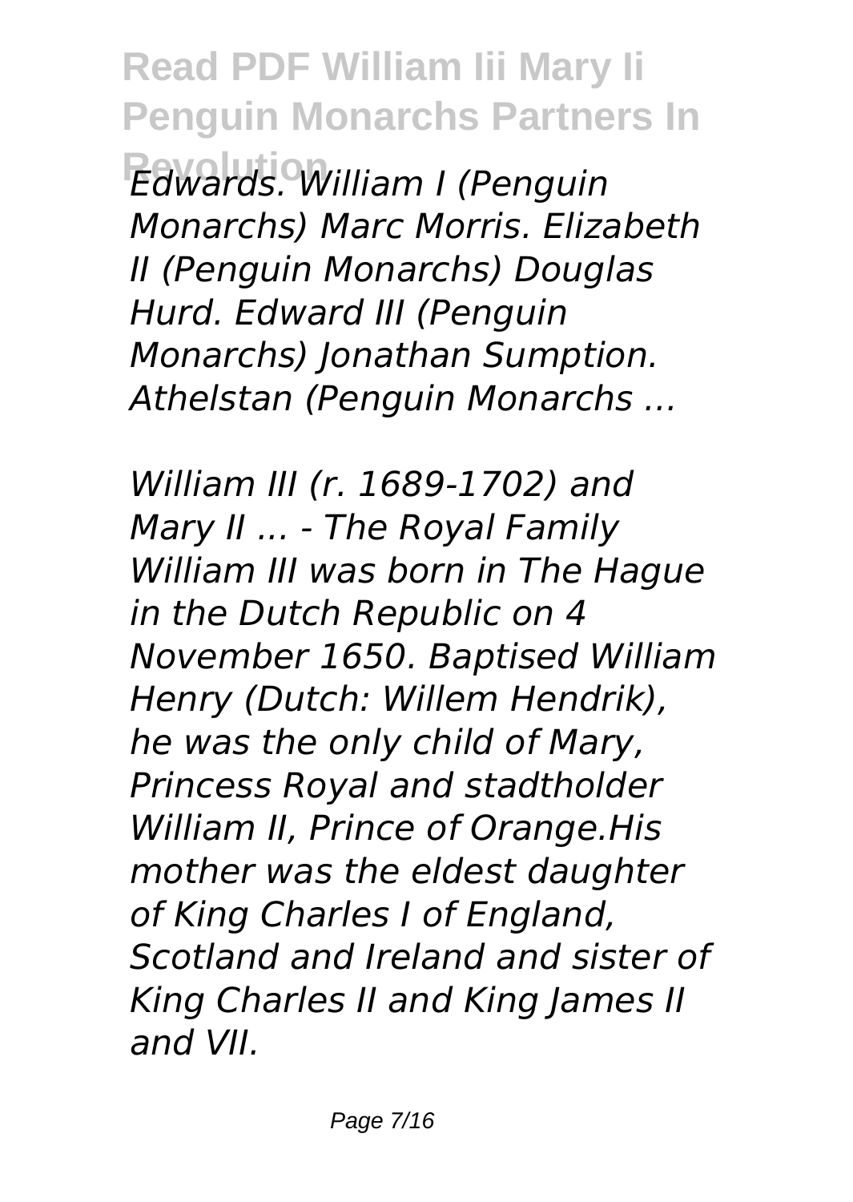*Edwards. William I (Penguin Monarchs) Marc Morris. Elizabeth II (Penguin Monarchs) Douglas Hurd. Edward III (Penguin Monarchs) Jonathan Sumption. Athelstan (Penguin Monarchs ...*

*William III (r. 1689-1702) and Mary II ... - The Royal Family William III was born in The Hague in the Dutch Republic on 4 November 1650. Baptised William Henry (Dutch: Willem Hendrik), he was the only child of Mary, Princess Royal and stadtholder William II, Prince of Orange.His mother was the eldest daughter of King Charles I of England, Scotland and Ireland and sister of King Charles II and King James II and VII.*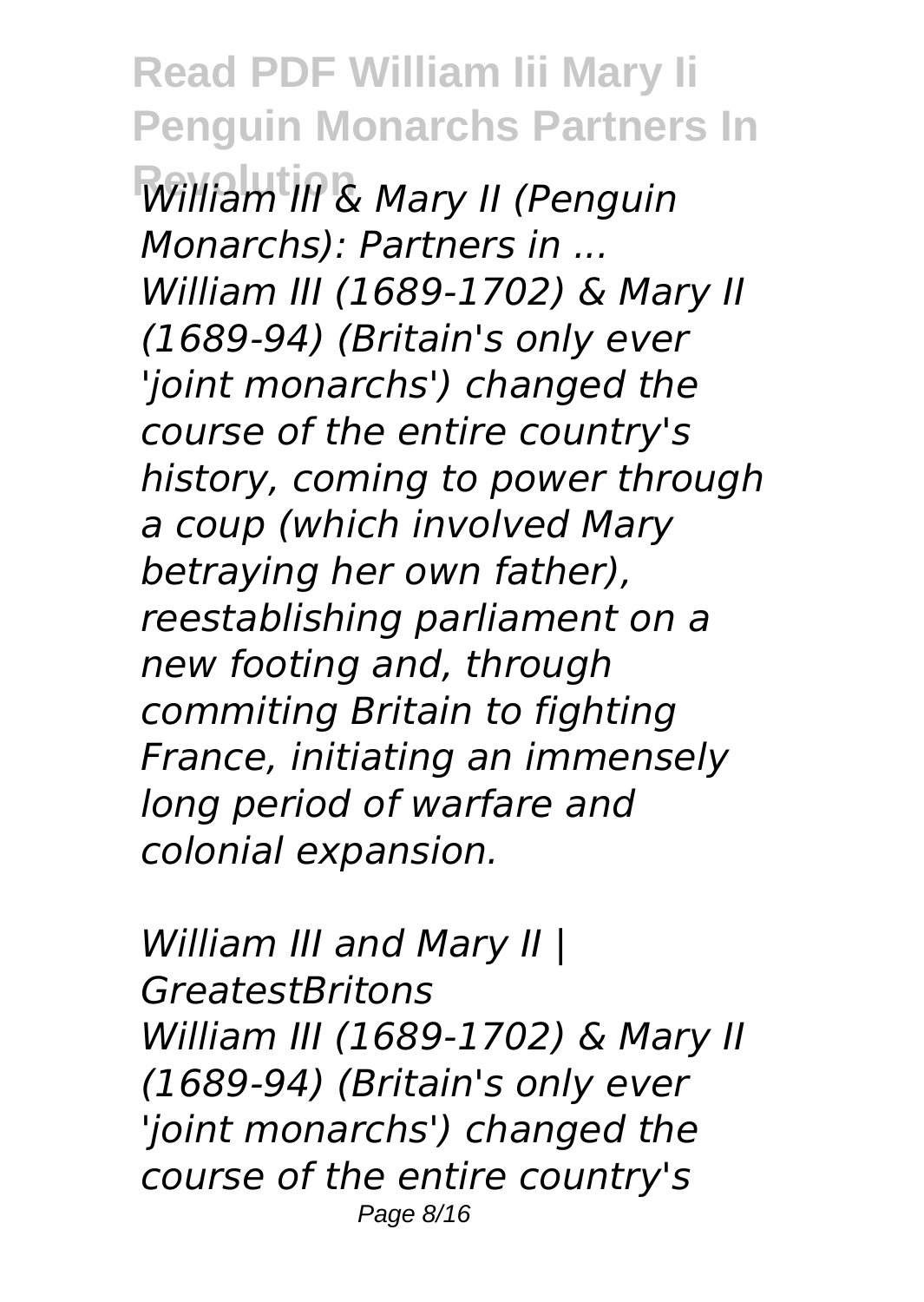*William III & Mary II (Penguin Monarchs): Partners in ...*
*William III (1689-1702) & Mary II (1689-94) (Britain's only ever 'joint monarchs') changed the course of the entire country's history, coming to power through a coup (which involved Mary betraying her own father), reestablishing parliament on a new footing and, through commiting Britain to fighting France, initiating an immensely long period of warfare and colonial expansion.*

*William III and Mary II | GreatestBritons*
*William III (1689-1702) & Mary II (1689-94) (Britain's only ever 'joint monarchs') changed the course of the entire country's*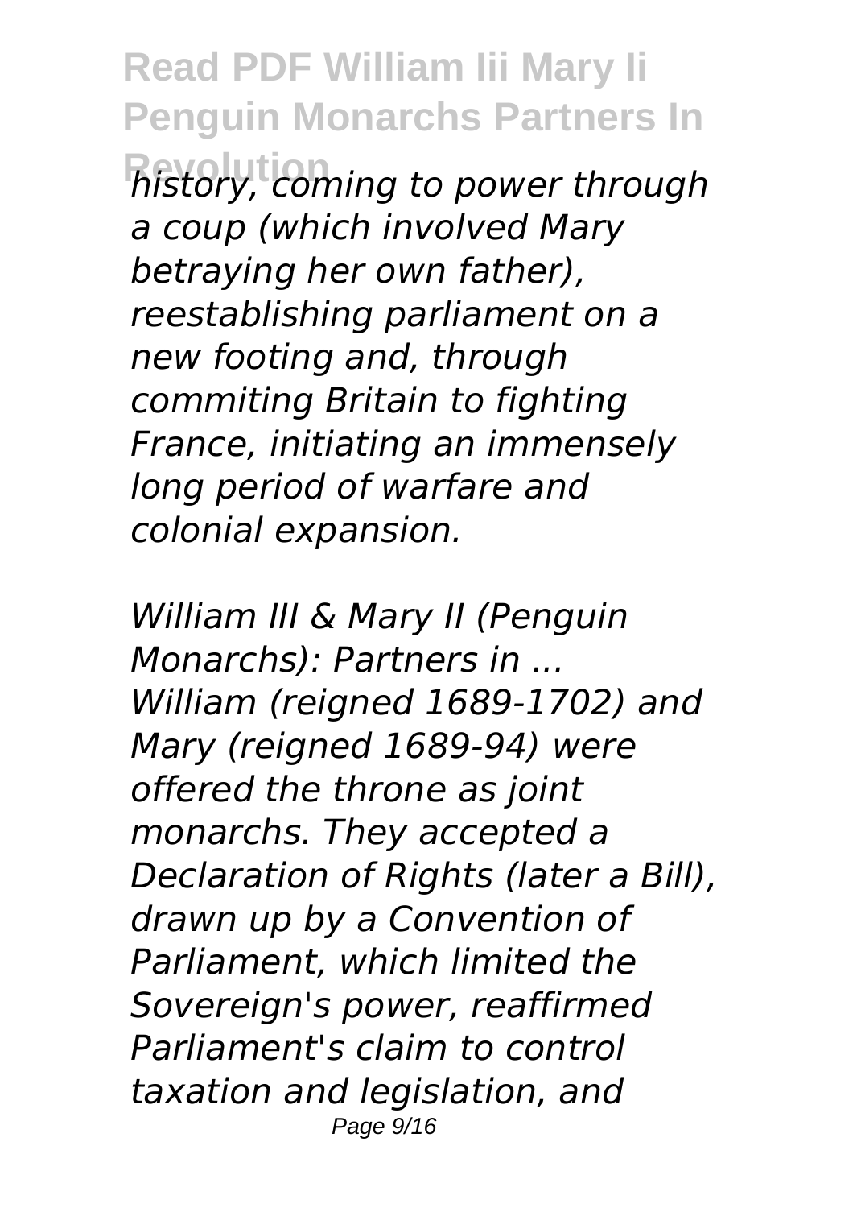*history, coming to power through a coup (which involved Mary betraying her own father), reestablishing parliament on a new footing and, through commiting Britain to fighting France, initiating an immensely long period of warfare and colonial expansion.*

*William III & Mary II (Penguin Monarchs): Partners in ...*
*William (reigned 1689-1702) and Mary (reigned 1689-94) were offered the throne as joint monarchs. They accepted a Declaration of Rights (later a Bill), drawn up by a Convention of Parliament, which limited the Sovereign's power, reaffirmed Parliament's claim to control taxation and legislation, and*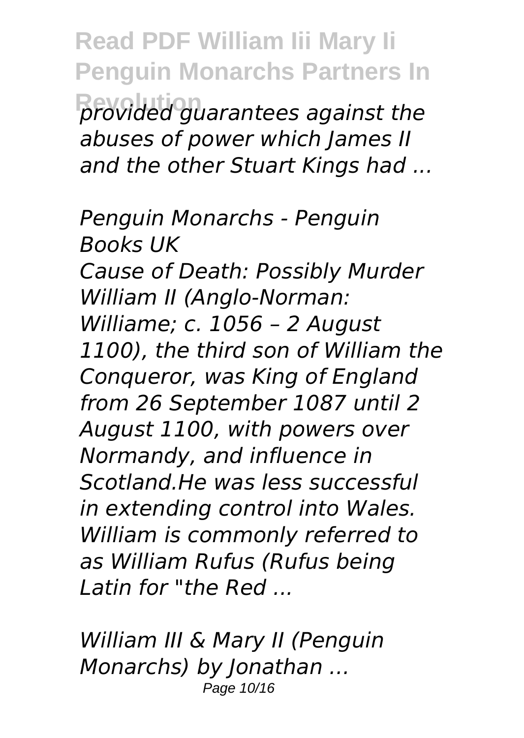*provided guarantees against the abuses of power which James II and the other Stuart Kings had ...*

*Penguin Monarchs - Penguin Books UK*

*Cause of Death: Possibly Murder William II (Anglo-Norman: Williame; c. 1056 – 2 August 1100), the third son of William the Conqueror, was King of England from 26 September 1087 until 2 August 1100, with powers over Normandy, and influence in Scotland.He was less successful in extending control into Wales. William is commonly referred to as William Rufus (Rufus being Latin for "the Red ...*

*William III & Mary II (Penguin Monarchs) by Jonathan ...*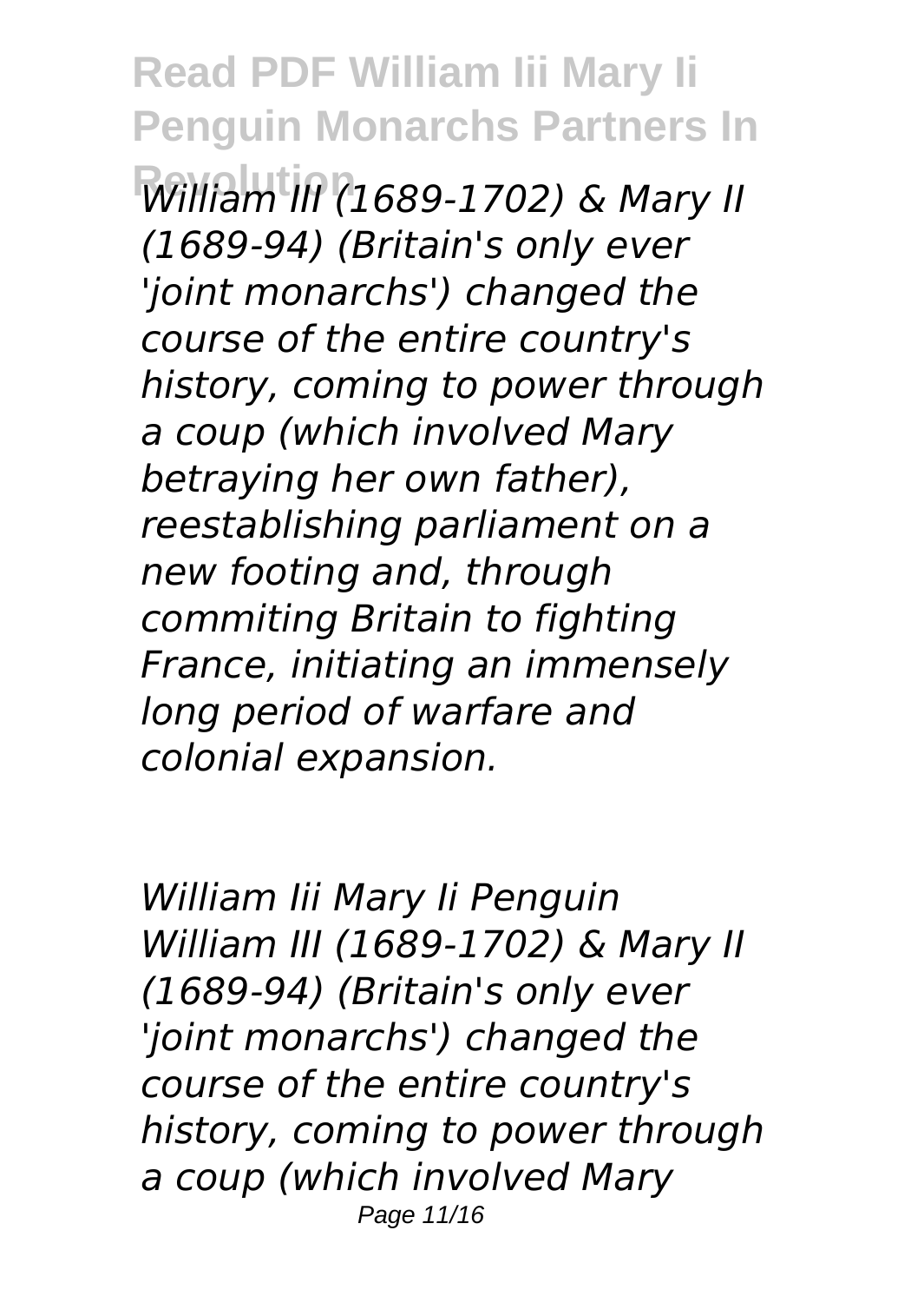*William III (1689-1702) & Mary II (1689-94) (Britain's only ever 'joint monarchs') changed the course of the entire country's history, coming to power through a coup (which involved Mary betraying her own father), reestablishing parliament on a new footing and, through commiting Britain to fighting France, initiating an immensely long period of warfare and colonial expansion.*

*William Iii Mary Ii Penguin*
*William III (1689-1702) & Mary II (1689-94) (Britain's only ever 'joint monarchs') changed the course of the entire country's history, coming to power through a coup (which involved Mary*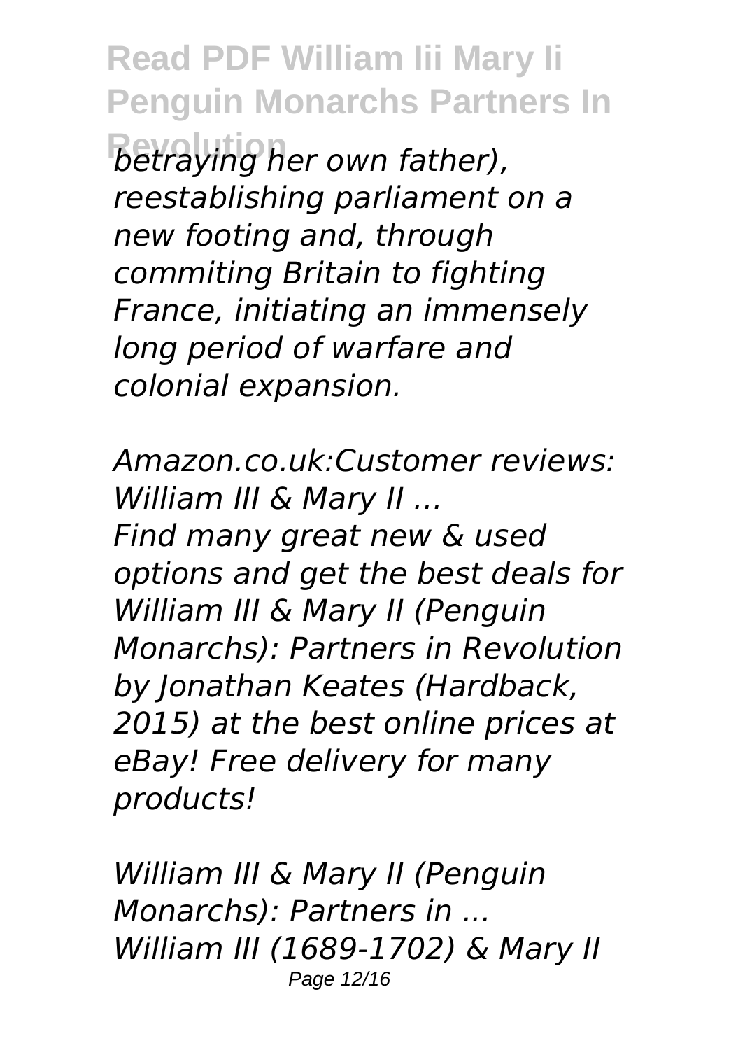*betraying her own father), reestablishing parliament on a new footing and, through commiting Britain to fighting France, initiating an immensely long period of warfare and colonial expansion.*

*Amazon.co.uk:Customer reviews: William III & Mary II ...*
*Find many great new & used options and get the best deals for William III & Mary II (Penguin Monarchs): Partners in Revolution by Jonathan Keates (Hardback, 2015) at the best online prices at eBay! Free delivery for many products!*

*William III & Mary II (Penguin Monarchs): Partners in ...*
*William III (1689-1702) & Mary II*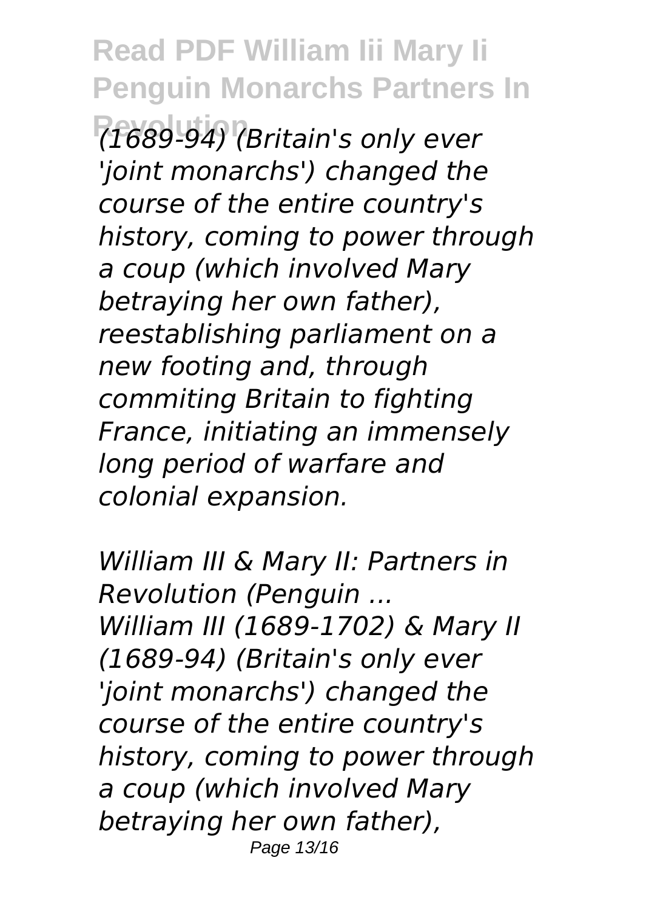*(1689-94) (Britain's only ever 'joint monarchs') changed the course of the entire country's history, coming to power through a coup (which involved Mary betraying her own father), reestablishing parliament on a new footing and, through commiting Britain to fighting France, initiating an immensely long period of warfare and colonial expansion.*

*William III & Mary II: Partners in Revolution (Penguin ...*
*William III (1689-1702) & Mary II (1689-94) (Britain's only ever 'joint monarchs') changed the course of the entire country's history, coming to power through a coup (which involved Mary betraying her own father),*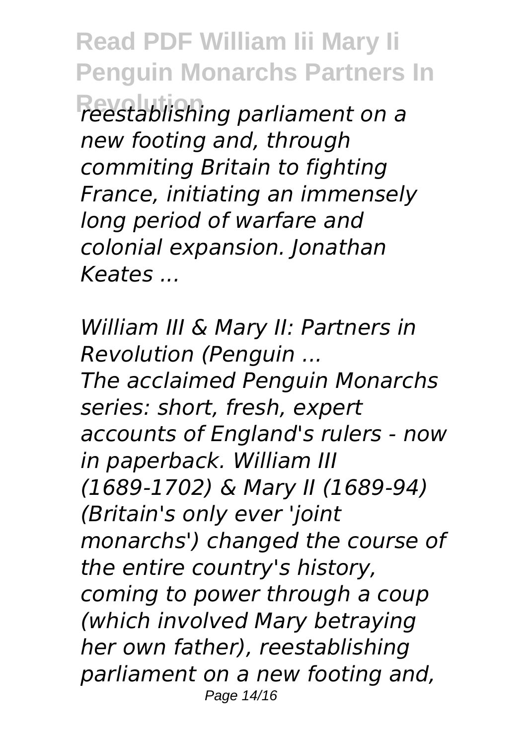*reestablishing parliament on a new footing and, through commiting Britain to fighting France, initiating an immensely long period of warfare and colonial expansion. Jonathan Keates ...*

*William III & Mary II: Partners in Revolution (Penguin ...*

*The acclaimed Penguin Monarchs series: short, fresh, expert accounts of England's rulers - now in paperback. William III (1689-1702) & Mary II (1689-94) (Britain's only ever 'joint monarchs') changed the course of the entire country's history, coming to power through a coup (which involved Mary betraying her own father), reestablishing parliament on a new footing and,*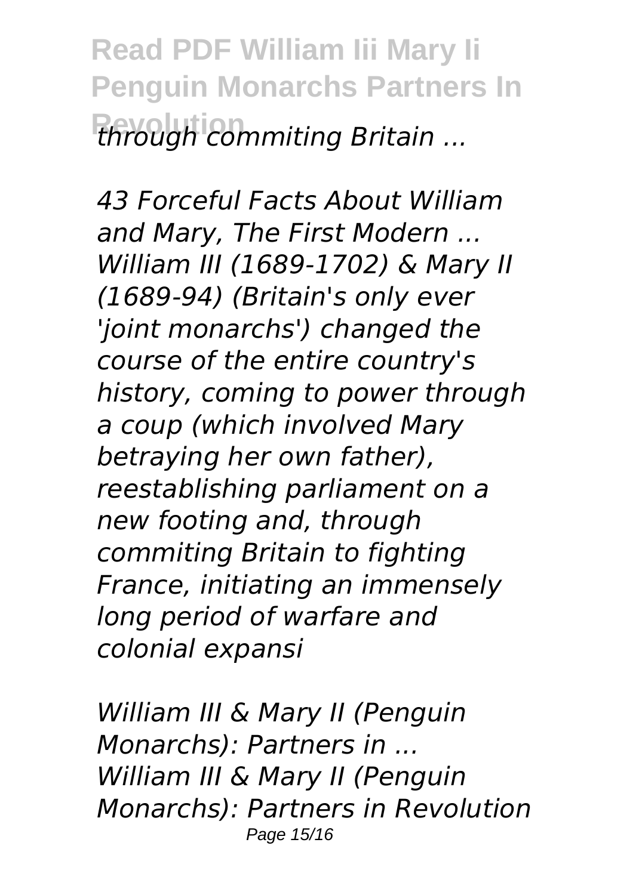*through commiting Britain ...*

*43 Forceful Facts About William and Mary, The First Modern ...*
*William III (1689-1702) & Mary II (1689-94) (Britain's only ever 'joint monarchs') changed the course of the entire country's history, coming to power through a coup (which involved Mary betraying her own father), reestablishing parliament on a new footing and, through commiting Britain to fighting France, initiating an immensely long period of warfare and colonial expansi*

*William III & Mary II (Penguin Monarchs): Partners in ...*
*William III & Mary II (Penguin Monarchs): Partners in Revolution*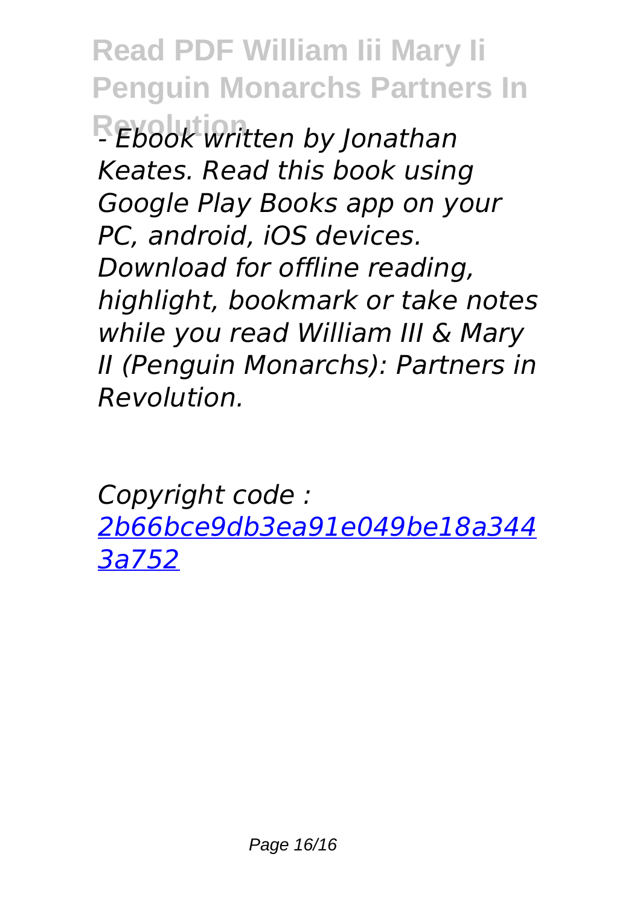*- Ebook written by Jonathan Keates. Read this book using Google Play Books app on your PC, android, iOS devices. Download for offline reading, highlight, bookmark or take notes while you read William III & Mary II (Penguin Monarchs): Partners in Revolution.*

*Copyright code : 2b66bce9db3ea91e049be18a3443a752*